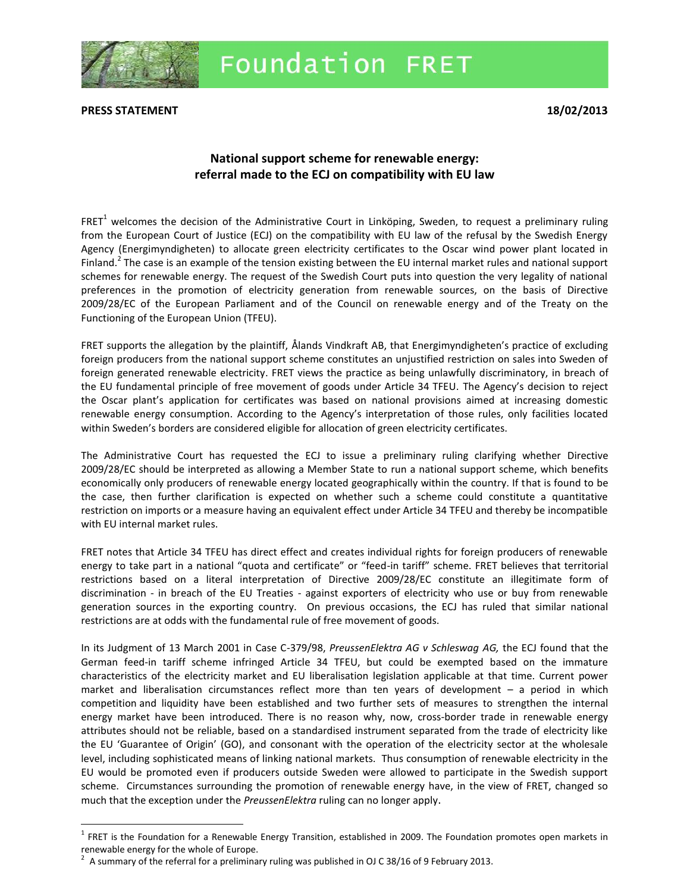# Foundation FRET

**PRESS STATEMENT** **18/02/2013**

## National support scheme for renewable energy: referral made to the ECJ on compatibility with EU law

FRET[1] welcomes the decision of the Administrative Court in Linköping, Sweden, to request a preliminary ruling from the European Court of Justice (ECJ) on the compatibility with EU law of the refusal by the Swedish Energy Agency (Energimyndigheten) to allocate green electricity certificates to the Oscar wind power plant located in Finland.[2] The case is an example of the tension existing between the EU internal market rules and national support schemes for renewable energy. The request of the Swedish Court puts into question the very legality of national preferences in the promotion of electricity generation from renewable sources, on the basis of Directive 2009/28/EC of the European Parliament and of the Council on renewable energy and of the Treaty on the Functioning of the European Union (TFEU).

FRET supports the allegation by the plaintiff, Ålands Vindkraft AB, that Energimyndigheten's practice of excluding foreign producers from the national support scheme constitutes an unjustified restriction on sales into Sweden of foreign generated renewable electricity. FRET views the practice as being unlawfully discriminatory, in breach of the EU fundamental principle of free movement of goods under Article 34 TFEU. The Agency's decision to reject the Oscar plant's application for certificates was based on national provisions aimed at increasing domestic renewable energy consumption. According to the Agency's interpretation of those rules, only facilities located within Sweden's borders are considered eligible for allocation of green electricity certificates.

The Administrative Court has requested the ECJ to issue a preliminary ruling clarifying whether Directive 2009/28/EC should be interpreted as allowing a Member State to run a national support scheme, which benefits economically only producers of renewable energy located geographically within the country. If that is found to be the case, then further clarification is expected on whether such a scheme could constitute a quantitative restriction on imports or a measure having an equivalent effect under Article 34 TFEU and thereby be incompatible with EU internal market rules.

FRET notes that Article 34 TFEU has direct effect and creates individual rights for foreign producers of renewable energy to take part in a national "quota and certificate" or "feed-in tariff" scheme. FRET believes that territorial restrictions based on a literal interpretation of Directive 2009/28/EC constitute an illegitimate form of discrimination - in breach of the EU Treaties - against exporters of electricity who use or buy from renewable generation sources in the exporting country. On previous occasions, the ECJ has ruled that similar national restrictions are at odds with the fundamental rule of free movement of goods.

In its Judgment of 13 March 2001 in Case C-379/98, *PreussenElektra AG v Schleswag AG,* the ECJ found that the German feed-in tariff scheme infringed Article 34 TFEU, but could be exempted based on the immature characteristics of the electricity market and EU liberalisation legislation applicable at that time. Current power market and liberalisation circumstances reflect more than ten years of development – a period in which competition and liquidity have been established and two further sets of measures to strengthen the internal energy market have been introduced. There is no reason why, now, cross-border trade in renewable energy attributes should not be reliable, based on a standardised instrument separated from the trade of electricity like the EU 'Guarantee of Origin' (GO), and consonant with the operation of the electricity sector at the wholesale level, including sophisticated means of linking national markets. Thus consumption of renewable electricity in the EU would be promoted even if producers outside Sweden were allowed to participate in the Swedish support scheme. Circumstances surrounding the promotion of renewable energy have, in the view of FRET, changed so much that the exception under the *PreussenElektra* ruling can no longer apply.

---

[1] FRET is the Foundation for a Renewable Energy Transition, established in 2009. The Foundation promotes open markets in renewable energy for the whole of Europe.

[2] A summary of the referral for a preliminary ruling was published in OJ C 38/16 of 9 February 2013.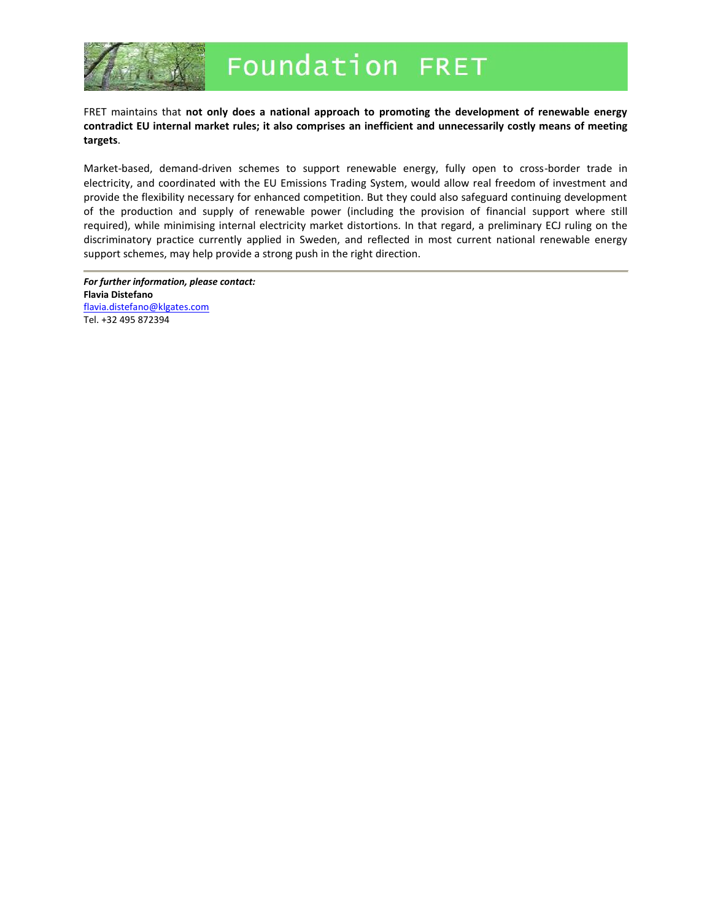FRET maintains that **not only does a national approach to promoting the development of renewable energy contradict EU internal market rules; it also comprises an inefficient and unnecessarily costly means of meeting targets**.

Market-based, demand-driven schemes to support renewable energy, fully open to cross-border trade in electricity, and coordinated with the EU Emissions Trading System, would allow real freedom of investment and provide the flexibility necessary for enhanced competition. But they could also safeguard continuing development of the production and supply of renewable power (including the provision of financial support where still required), while minimising internal electricity market distortions. In that regard, a preliminary ECJ ruling on the discriminatory practice currently applied in Sweden, and reflected in most current national renewable energy support schemes, may help provide a strong push in the right direction.

---

***For further information, please contact:***
**Flavia Distefano**
flavia.distefano@klgates.com
Tel. +32 495 872394